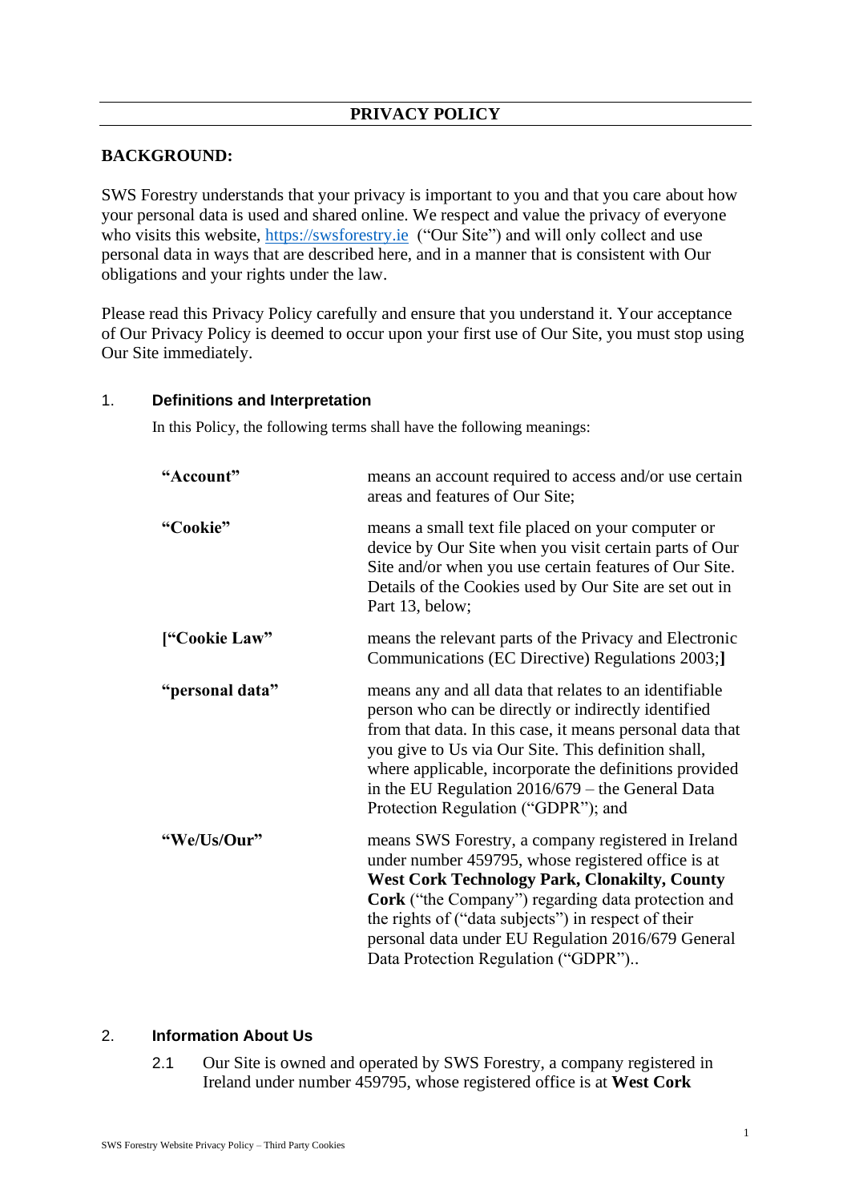# PRIVACY POLICY

## BACKGROUND:

SWS Forestry understands that your privacy is important to you and that you care about how your personal data is used and shared online. We respect and value the privacy of everyone who visits this website, https://swsforestry.ie ("Our Site") and will only collect and use personal data in ways that are described here, and in a manner that is consistent with Our obligations and your rights under the law.

Please read this Privacy Policy carefully and ensure that you understand it. Your acceptance of Our Privacy Policy is deemed to occur upon your first use of Our Site, you must stop using Our Site immediately.

### 1. Definitions and Interpretation

In this Policy, the following terms shall have the following meanings:

| | |
|---|---|
| **"Account"** | means an account required to access and/or use certain areas and features of Our Site; |
| **"Cookie"** | means a small text file placed on your computer or device by Our Site when you visit certain parts of Our Site and/or when you use certain features of Our Site. Details of the Cookies used by Our Site are set out in Part 13, below; |
| **["Cookie Law"** | means the relevant parts of the Privacy and Electronic Communications (EC Directive) Regulations 2003;**]** |
| **"personal data"** | means any and all data that relates to an identifiable person who can be directly or indirectly identified from that data. In this case, it means personal data that you give to Us via Our Site. This definition shall, where applicable, incorporate the definitions provided in the EU Regulation 2016/679 – the General Data Protection Regulation ("GDPR"); and |
| **"We/Us/Our"** | means SWS Forestry, a company registered in Ireland under number 459795, whose registered office is at **West Cork Technology Park, Clonakilty, County Cork** ("the Company") regarding data protection and the rights of ("data subjects") in respect of their personal data under EU Regulation 2016/679 General Data Protection Regulation ("GDPR").. |

### 2. Information About Us

2.1 Our Site is owned and operated by SWS Forestry, a company registered in Ireland under number 459795, whose registered office is at **West Cork**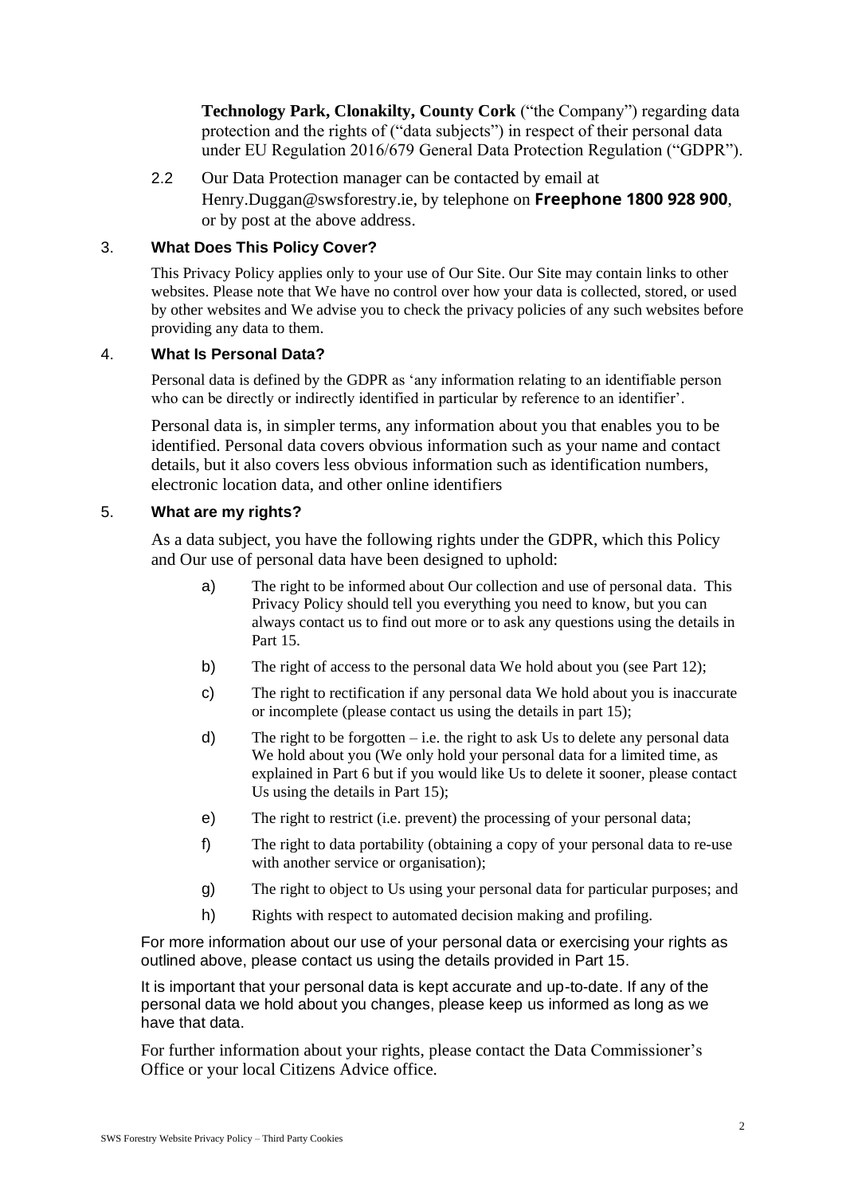**Technology Park, Clonakilty, County Cork** ("the Company") regarding data protection and the rights of ("data subjects") in respect of their personal data under EU Regulation 2016/679 General Data Protection Regulation ("GDPR").

2.2 Our Data Protection manager can be contacted by email at Henry.Duggan@swsforestry.ie, by telephone on **Freephone 1800 928 900**, or by post at the above address.

## 3. What Does This Policy Cover?

This Privacy Policy applies only to your use of Our Site. Our Site may contain links to other websites. Please note that We have no control over how your data is collected, stored, or used by other websites and We advise you to check the privacy policies of any such websites before providing any data to them.

## 4. What Is Personal Data?

Personal data is defined by the GDPR as 'any information relating to an identifiable person who can be directly or indirectly identified in particular by reference to an identifier'.

Personal data is, in simpler terms, any information about you that enables you to be identified. Personal data covers obvious information such as your name and contact details, but it also covers less obvious information such as identification numbers, electronic location data, and other online identifiers

## 5. What are my rights?

As a data subject, you have the following rights under the GDPR, which this Policy and Our use of personal data have been designed to uphold:

a) The right to be informed about Our collection and use of personal data. This Privacy Policy should tell you everything you need to know, but you can always contact us to find out more or to ask any questions using the details in Part 15.

b) The right of access to the personal data We hold about you (see Part 12);

c) The right to rectification if any personal data We hold about you is inaccurate or incomplete (please contact us using the details in part 15);

d) The right to be forgotten – i.e. the right to ask Us to delete any personal data We hold about you (We only hold your personal data for a limited time, as explained in Part 6 but if you would like Us to delete it sooner, please contact Us using the details in Part 15);

e) The right to restrict (i.e. prevent) the processing of your personal data;

f) The right to data portability (obtaining a copy of your personal data to re-use with another service or organisation);

g) The right to object to Us using your personal data for particular purposes; and

h) Rights with respect to automated decision making and profiling.

For more information about our use of your personal data or exercising your rights as outlined above, please contact us using the details provided in Part 15.

It is important that your personal data is kept accurate and up-to-date. If any of the personal data we hold about you changes, please keep us informed as long as we have that data.

For further information about your rights, please contact the Data Commissioner's Office or your local Citizens Advice office.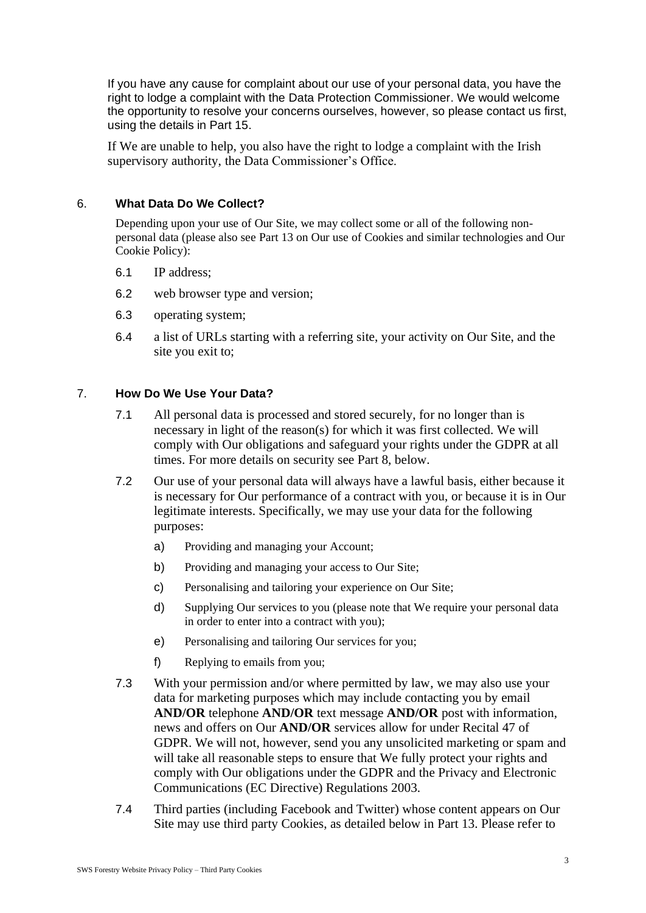If you have any cause for complaint about our use of your personal data, you have the right to lodge a complaint with the Data Protection Commissioner. We would welcome the opportunity to resolve your concerns ourselves, however, so please contact us first, using the details in Part 15.

If We are unable to help, you also have the right to lodge a complaint with the Irish supervisory authority, the Data Commissioner's Office.

## 6. What Data Do We Collect?

Depending upon your use of Our Site, we may collect some or all of the following non-personal data (please also see Part 13 on Our use of Cookies and similar technologies and Our Cookie Policy):

6.1 IP address;

6.2 web browser type and version;

6.3 operating system;

6.4 a list of URLs starting with a referring site, your activity on Our Site, and the site you exit to;

## 7. How Do We Use Your Data?

7.1 All personal data is processed and stored securely, for no longer than is necessary in light of the reason(s) for which it was first collected. We will comply with Our obligations and safeguard your rights under the GDPR at all times. For more details on security see Part 8, below.

7.2 Our use of your personal data will always have a lawful basis, either because it is necessary for Our performance of a contract with you, or because it is in Our legitimate interests. Specifically, we may use your data for the following purposes:

a) Providing and managing your Account;

b) Providing and managing your access to Our Site;

c) Personalising and tailoring your experience on Our Site;

d) Supplying Our services to you (please note that We require your personal data in order to enter into a contract with you);

e) Personalising and tailoring Our services for you;

f) Replying to emails from you;

7.3 With your permission and/or where permitted by law, we may also use your data for marketing purposes which may include contacting you by email **AND/OR** telephone **AND/OR** text message **AND/OR** post with information, news and offers on Our **AND/OR** services allow for under Recital 47 of GDPR. We will not, however, send you any unsolicited marketing or spam and will take all reasonable steps to ensure that We fully protect your rights and comply with Our obligations under the GDPR and the Privacy and Electronic Communications (EC Directive) Regulations 2003.

7.4 Third parties (including Facebook and Twitter) whose content appears on Our Site may use third party Cookies, as detailed below in Part 13. Please refer to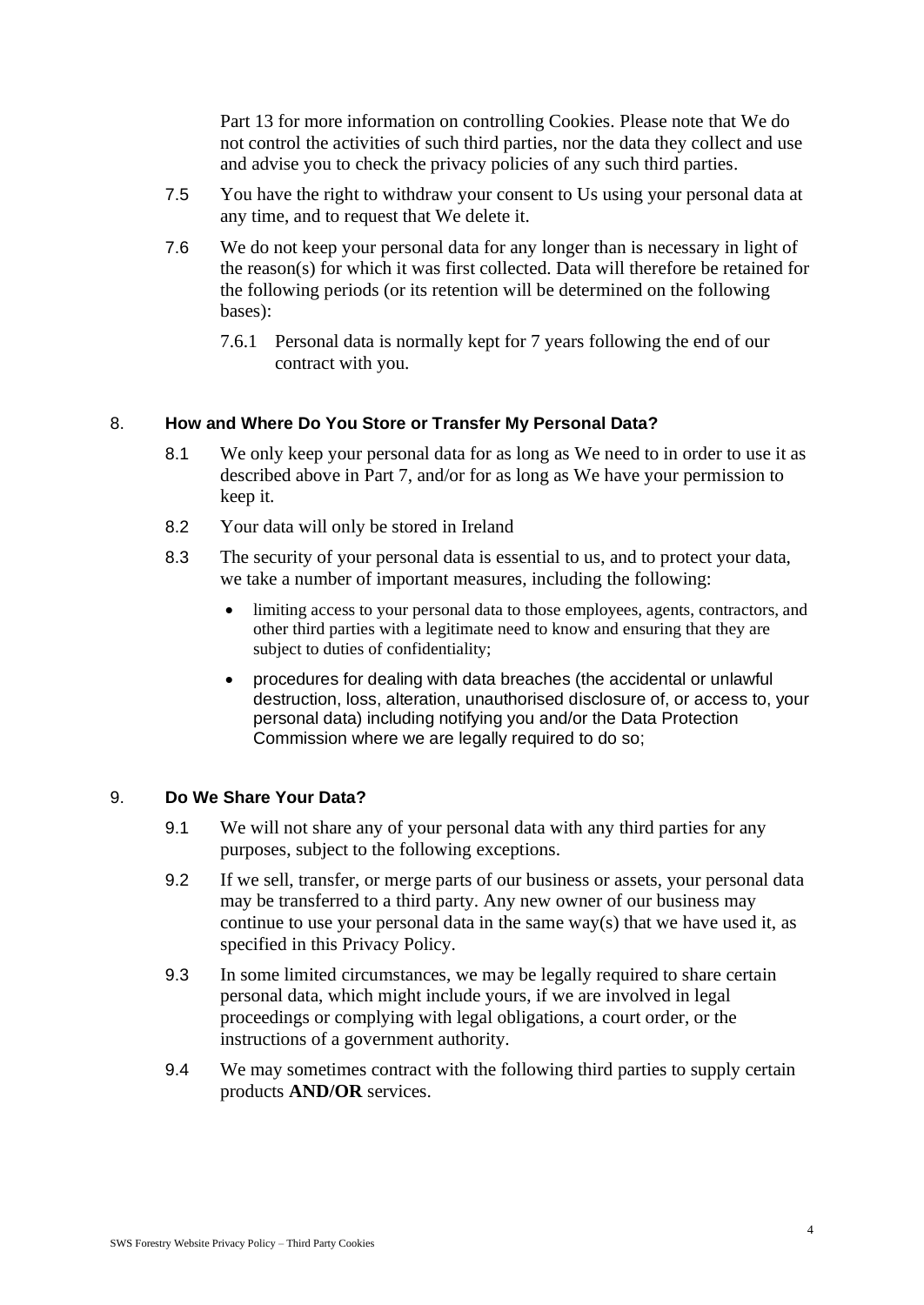Part 13 for more information on controlling Cookies. Please note that We do not control the activities of such third parties, nor the data they collect and use and advise you to check the privacy policies of any such third parties.

7.5 You have the right to withdraw your consent to Us using your personal data at any time, and to request that We delete it.

7.6 We do not keep your personal data for any longer than is necessary in light of the reason(s) for which it was first collected. Data will therefore be retained for the following periods (or its retention will be determined on the following bases):

7.6.1 Personal data is normally kept for 7 years following the end of our contract with you.

## 8. **How and Where Do You Store or Transfer My Personal Data?**

8.1 We only keep your personal data for as long as We need to in order to use it as described above in Part 7, and/or for as long as We have your permission to keep it.

8.2 Your data will only be stored in Ireland

8.3 The security of your personal data is essential to us, and to protect your data, we take a number of important measures, including the following:

- limiting access to your personal data to those employees, agents, contractors, and other third parties with a legitimate need to know and ensuring that they are subject to duties of confidentiality;
- procedures for dealing with data breaches (the accidental or unlawful destruction, loss, alteration, unauthorised disclosure of, or access to, your personal data) including notifying you and/or the Data Protection Commission where we are legally required to do so;

## 9. **Do We Share Your Data?**

9.1 We will not share any of your personal data with any third parties for any purposes, subject to the following exceptions.

9.2 If we sell, transfer, or merge parts of our business or assets, your personal data may be transferred to a third party. Any new owner of our business may continue to use your personal data in the same way(s) that we have used it, as specified in this Privacy Policy.

9.3 In some limited circumstances, we may be legally required to share certain personal data, which might include yours, if we are involved in legal proceedings or complying with legal obligations, a court order, or the instructions of a government authority.

9.4 We may sometimes contract with the following third parties to supply certain products **AND/OR** services.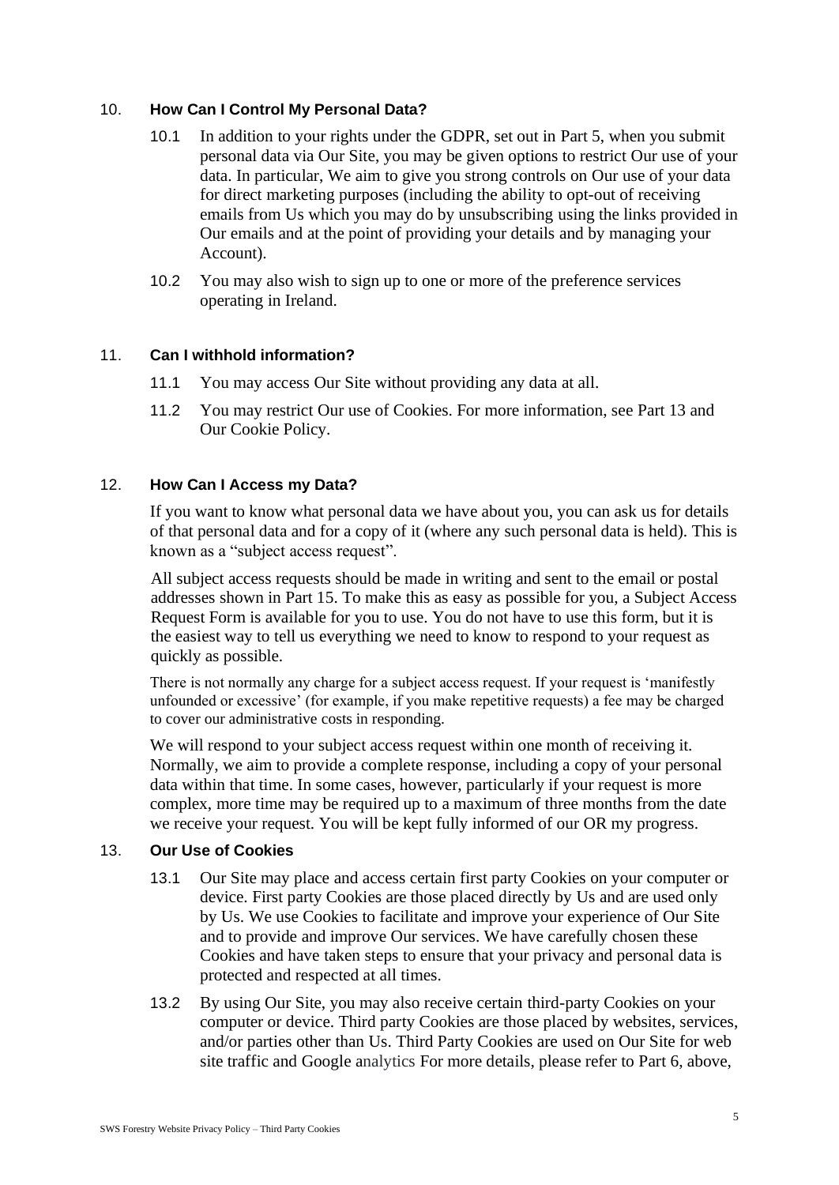## 10. How Can I Control My Personal Data?

10.1 In addition to your rights under the GDPR, set out in Part 5, when you submit personal data via Our Site, you may be given options to restrict Our use of your data. In particular, We aim to give you strong controls on Our use of your data for direct marketing purposes (including the ability to opt-out of receiving emails from Us which you may do by unsubscribing using the links provided in Our emails and at the point of providing your details and by managing your Account).

10.2 You may also wish to sign up to one or more of the preference services operating in Ireland.

## 11. Can I withhold information?

11.1 You may access Our Site without providing any data at all.

11.2 You may restrict Our use of Cookies. For more information, see Part 13 and Our Cookie Policy.

## 12. How Can I Access my Data?

If you want to know what personal data we have about you, you can ask us for details of that personal data and for a copy of it (where any such personal data is held). This is known as a "subject access request".

All subject access requests should be made in writing and sent to the email or postal addresses shown in Part 15. To make this as easy as possible for you, a Subject Access Request Form is available for you to use. You do not have to use this form, but it is the easiest way to tell us everything we need to know to respond to your request as quickly as possible.

There is not normally any charge for a subject access request. If your request is 'manifestly unfounded or excessive' (for example, if you make repetitive requests) a fee may be charged to cover our administrative costs in responding.

We will respond to your subject access request within one month of receiving it. Normally, we aim to provide a complete response, including a copy of your personal data within that time. In some cases, however, particularly if your request is more complex, more time may be required up to a maximum of three months from the date we receive your request. You will be kept fully informed of our OR my progress.

## 13. Our Use of Cookies

13.1 Our Site may place and access certain first party Cookies on your computer or device. First party Cookies are those placed directly by Us and are used only by Us. We use Cookies to facilitate and improve your experience of Our Site and to provide and improve Our services. We have carefully chosen these Cookies and have taken steps to ensure that your privacy and personal data is protected and respected at all times.

13.2 By using Our Site, you may also receive certain third-party Cookies on your computer or device. Third party Cookies are those placed by websites, services, and/or parties other than Us. Third Party Cookies are used on Our Site for web site traffic and Google analytics For more details, please refer to Part 6, above,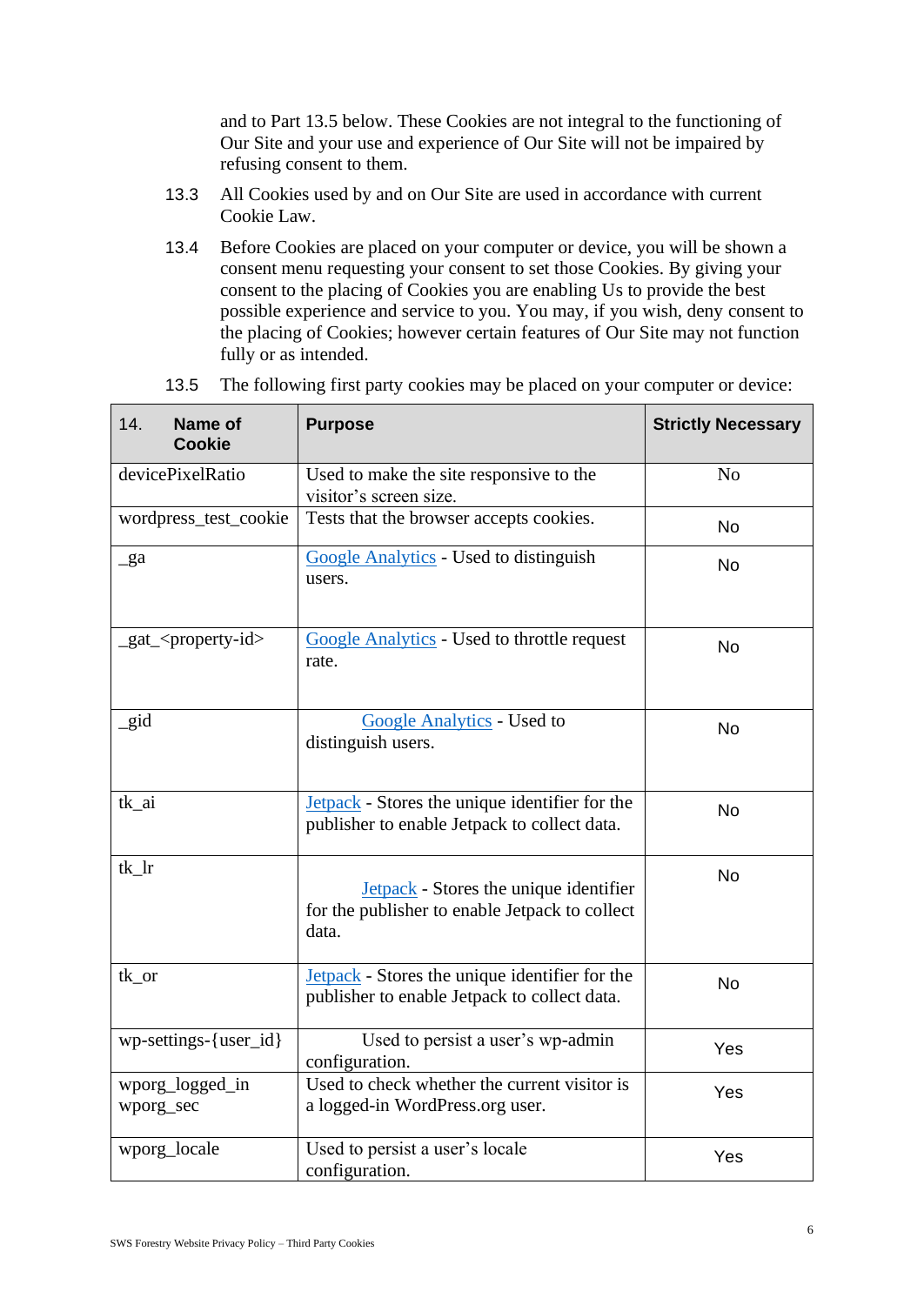and to Part 13.5 below. These Cookies are not integral to the functioning of Our Site and your use and experience of Our Site will not be impaired by refusing consent to them.

13.3 All Cookies used by and on Our Site are used in accordance with current Cookie Law.

13.4 Before Cookies are placed on your computer or device, you will be shown a consent menu requesting your consent to set those Cookies. By giving your consent to the placing of Cookies you are enabling Us to provide the best possible experience and service to you. You may, if you wish, deny consent to the placing of Cookies; however certain features of Our Site may not function fully or as intended.

13.5 The following first party cookies may be placed on your computer or device:

| 14. **Name of Cookie** | **Purpose** | **Strictly Necessary** |
|---|---|---|
| devicePixelRatio | Used to make the site responsive to the visitor's screen size. | No |
| wordpress_test_cookie | Tests that the browser accepts cookies. | No |
| _ga | Google Analytics - Used to distinguish users. | No |
| _gat_<property-id> | Google Analytics - Used to throttle request rate. | No |
| _gid | Google Analytics - Used to distinguish users. | No |
| tk_ai | Jetpack - Stores the unique identifier for the publisher to enable Jetpack to collect data. | No |
| tk_lr | Jetpack - Stores the unique identifier for the publisher to enable Jetpack to collect data. | No |
| tk_or | Jetpack - Stores the unique identifier for the publisher to enable Jetpack to collect data. | No |
| wp-settings-{user_id} | Used to persist a user's wp-admin configuration. | Yes |
| wporg_logged_in wporg_sec | Used to check whether the current visitor is a logged-in WordPress.org user. | Yes |
| wporg_locale | Used to persist a user's locale configuration. | Yes |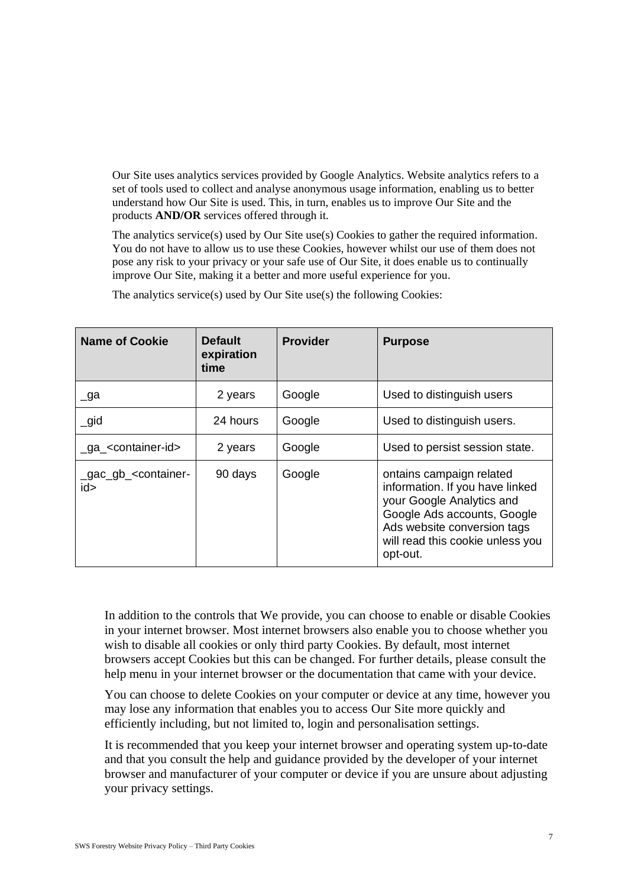Our Site uses analytics services provided by Google Analytics. Website analytics refers to a set of tools used to collect and analyse anonymous usage information, enabling us to better understand how Our Site is used. This, in turn, enables us to improve Our Site and the products **AND/OR** services offered through it.

The analytics service(s) used by Our Site use(s) Cookies to gather the required information. You do not have to allow us to use these Cookies, however whilst our use of them does not pose any risk to your privacy or your safe use of Our Site, it does enable us to continually improve Our Site, making it a better and more useful experience for you.

The analytics service(s) used by Our Site use(s) the following Cookies:

| Name of Cookie | Default expiration time | Provider | Purpose |
| --- | --- | --- | --- |
| _ga | 2 years | Google | Used to distinguish users |
| _gid | 24 hours | Google | Used to distinguish users. |
| _ga_<container-id> | 2 years | Google | Used to persist session state. |
| _gac_gb_<container-id> | 90 days | Google | ontains campaign related information. If you have linked your Google Analytics and Google Ads accounts, Google Ads website conversion tags will read this cookie unless you opt-out. |

In addition to the controls that We provide, you can choose to enable or disable Cookies in your internet browser. Most internet browsers also enable you to choose whether you wish to disable all cookies or only third party Cookies. By default, most internet browsers accept Cookies but this can be changed. For further details, please consult the help menu in your internet browser or the documentation that came with your device.

You can choose to delete Cookies on your computer or device at any time, however you may lose any information that enables you to access Our Site more quickly and efficiently including, but not limited to, login and personalisation settings.

It is recommended that you keep your internet browser and operating system up-to-date and that you consult the help and guidance provided by the developer of your internet browser and manufacturer of your computer or device if you are unsure about adjusting your privacy settings.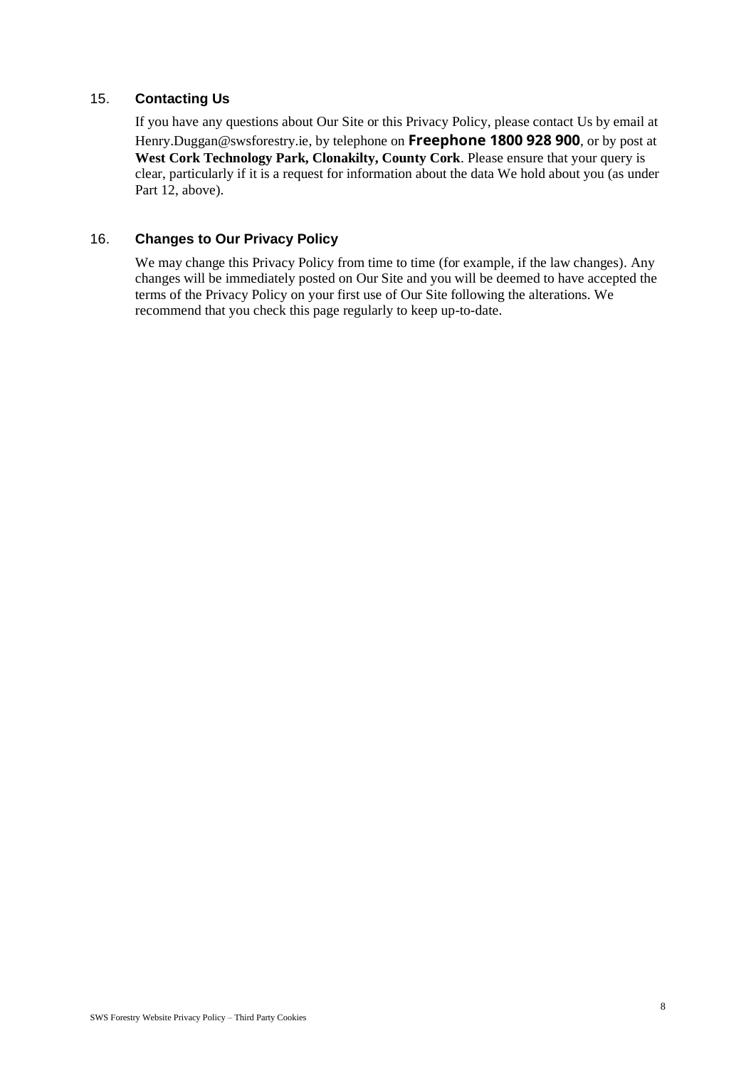## 15. Contacting Us

If you have any questions about Our Site or this Privacy Policy, please contact Us by email at Henry.Duggan@swsforestry.ie, by telephone on **Freephone 1800 928 900**, or by post at **West Cork Technology Park, Clonakilty, County Cork**. Please ensure that your query is clear, particularly if it is a request for information about the data We hold about you (as under Part 12, above).

## 16. Changes to Our Privacy Policy

We may change this Privacy Policy from time to time (for example, if the law changes). Any changes will be immediately posted on Our Site and you will be deemed to have accepted the terms of the Privacy Policy on your first use of Our Site following the alterations. We recommend that you check this page regularly to keep up-to-date.